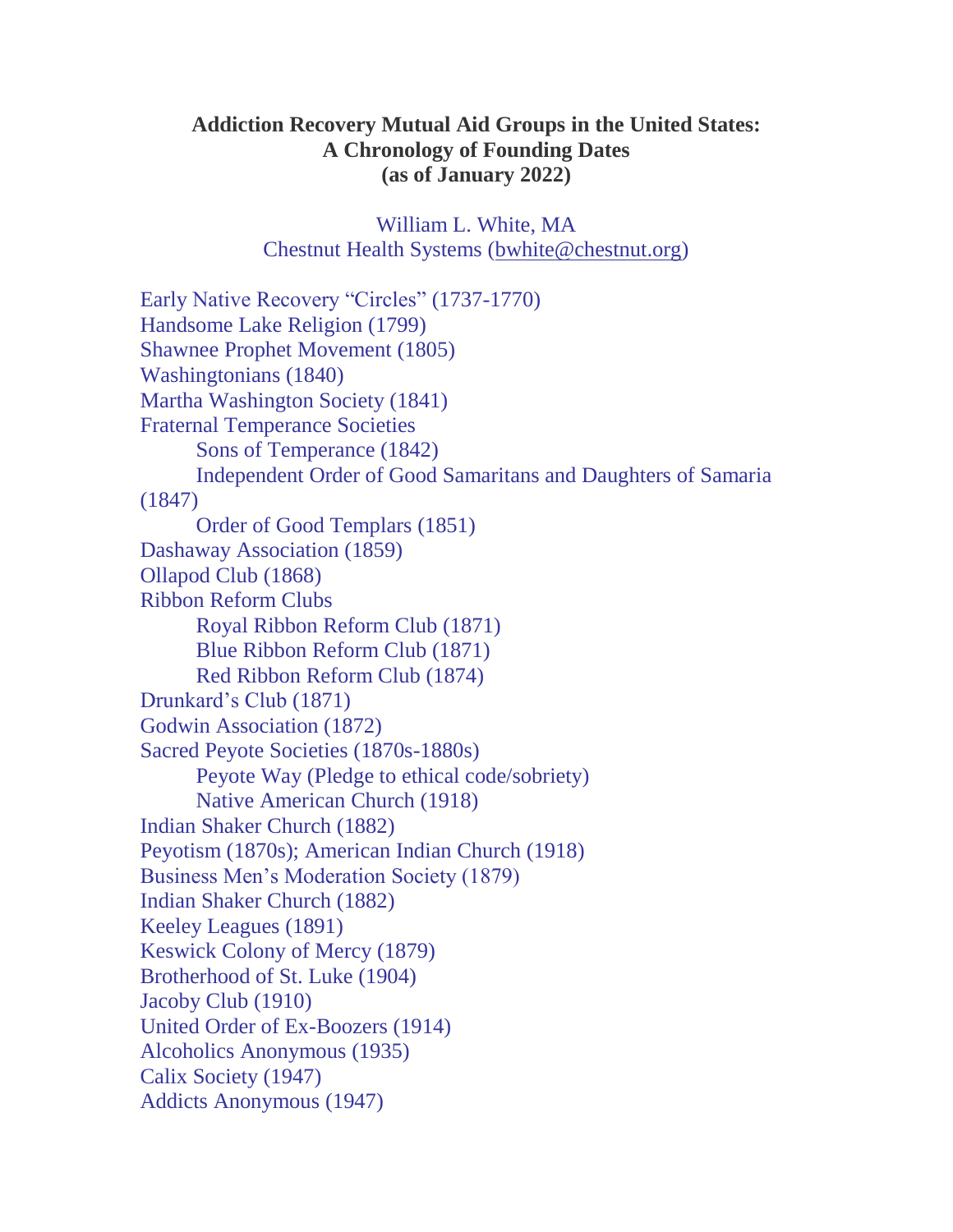**Addiction Recovery Mutual Aid Groups in the United States:**
**A Chronology of Founding Dates**
**(as of January 2022)**

William L. White, MA
Chestnut Health Systems (bwhite@chestnut.org)

Early Native Recovery "Circles" (1737-1770)
Handsome Lake Religion (1799)
Shawnee Prophet Movement (1805)
Washingtonians (1840)
Martha Washington Society (1841)
Fraternal Temperance Societies
- Sons of Temperance (1842)
- Independent Order of Good Samaritans and Daughters of Samaria (1847)
- Order of Good Templars (1851)

Dashaway Association (1859)
Ollapod Club (1868)
Ribbon Reform Clubs
- Royal Ribbon Reform Club (1871)
- Blue Ribbon Reform Club (1871)
- Red Ribbon Reform Club (1874)

Drunkard's Club (1871)
Godwin Association (1872)
Sacred Peyote Societies (1870s-1880s)
- Peyote Way (Pledge to ethical code/sobriety)
- Native American Church (1918)

Indian Shaker Church (1882)
Peyotism (1870s); American Indian Church (1918)
Business Men's Moderation Society (1879)
Indian Shaker Church (1882)
Keeley Leagues (1891)
Keswick Colony of Mercy (1879)
Brotherhood of St. Luke (1904)
Jacoby Club (1910)
United Order of Ex-Boozers (1914)
Alcoholics Anonymous (1935)
Calix Society (1947)
Addicts Anonymous (1947)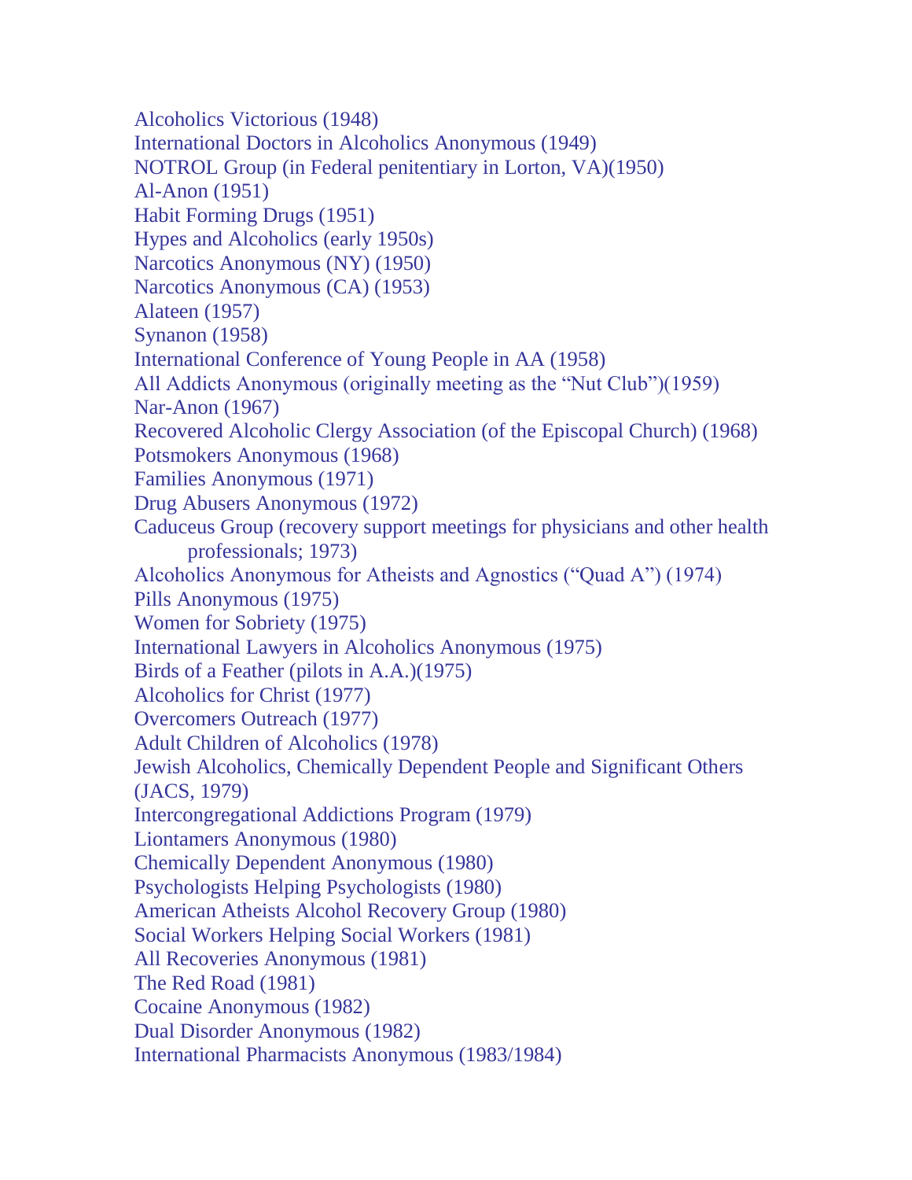Alcoholics Victorious (1948)
International Doctors in Alcoholics Anonymous (1949)
NOTROL Group (in Federal penitentiary in Lorton, VA)(1950)
Al-Anon (1951)
Habit Forming Drugs (1951)
Hypes and Alcoholics (early 1950s)
Narcotics Anonymous (NY) (1950)
Narcotics Anonymous (CA) (1953)
Alateen (1957)
Synanon (1958)
International Conference of Young People in AA (1958)
All Addicts Anonymous (originally meeting as the "Nut Club")(1959)
Nar-Anon (1967)
Recovered Alcoholic Clergy Association (of the Episcopal Church) (1968)
Potsmokers Anonymous (1968)
Families Anonymous (1971)
Drug Abusers Anonymous (1972)
Caduceus Group (recovery support meetings for physicians and other health professionals; 1973)
Alcoholics Anonymous for Atheists and Agnostics ("Quad A") (1974)
Pills Anonymous (1975)
Women for Sobriety (1975)
International Lawyers in Alcoholics Anonymous (1975)
Birds of a Feather (pilots in A.A.)(1975)
Alcoholics for Christ (1977)
Overcomers Outreach (1977)
Adult Children of Alcoholics (1978)
Jewish Alcoholics, Chemically Dependent People and Significant Others (JACS, 1979)
Intercongregational Addictions Program (1979)
Liontamers Anonymous (1980)
Chemically Dependent Anonymous (1980)
Psychologists Helping Psychologists (1980)
American Atheists Alcohol Recovery Group (1980)
Social Workers Helping Social Workers (1981)
All Recoveries Anonymous (1981)
The Red Road (1981)
Cocaine Anonymous (1982)
Dual Disorder Anonymous (1982)
International Pharmacists Anonymous (1983/1984)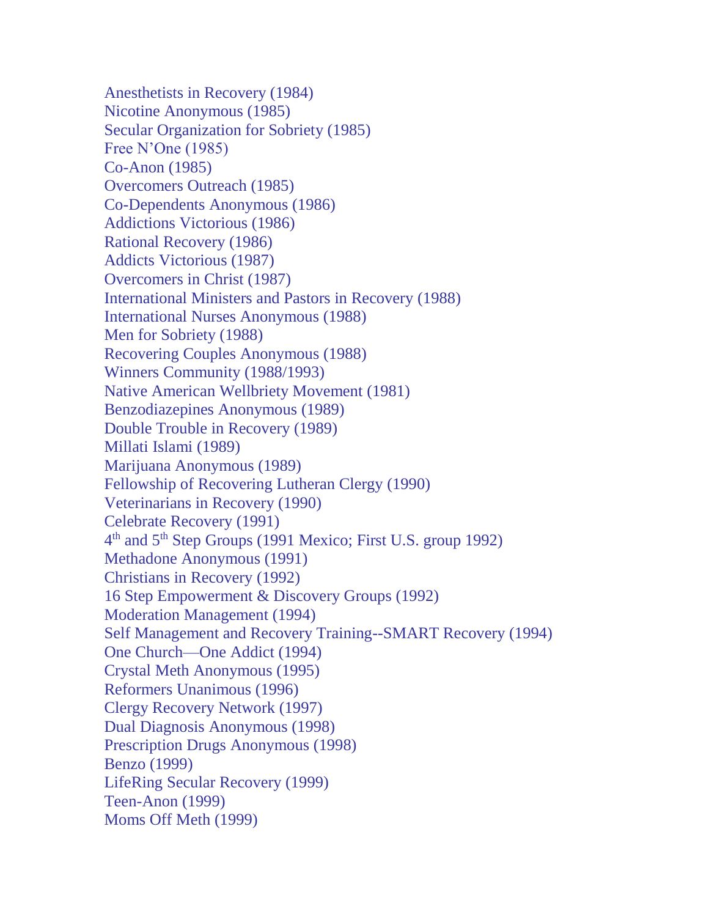Anesthetists in Recovery (1984)
Nicotine Anonymous (1985)
Secular Organization for Sobriety (1985)
Free N'One (1985)
Co-Anon (1985)
Overcomers Outreach (1985)
Co-Dependents Anonymous (1986)
Addictions Victorious (1986)
Rational Recovery (1986)
Addicts Victorious (1987)
Overcomers in Christ (1987)
International Ministers and Pastors in Recovery (1988)
International Nurses Anonymous (1988)
Men for Sobriety (1988)
Recovering Couples Anonymous (1988)
Winners Community (1988/1993)
Native American Wellbriety Movement (1981)
Benzodiazepines Anonymous (1989)
Double Trouble in Recovery (1989)
Millati Islami (1989)
Marijuana Anonymous (1989)
Fellowship of Recovering Lutheran Clergy (1990)
Veterinarians in Recovery (1990)
Celebrate Recovery (1991)
4th and 5th Step Groups (1991 Mexico; First U.S. group 1992)
Methadone Anonymous (1991)
Christians in Recovery (1992)
16 Step Empowerment & Discovery Groups (1992)
Moderation Management (1994)
Self Management and Recovery Training--SMART Recovery (1994)
One Church—One Addict (1994)
Crystal Meth Anonymous (1995)
Reformers Unanimous (1996)
Clergy Recovery Network (1997)
Dual Diagnosis Anonymous (1998)
Prescription Drugs Anonymous (1998)
Benzo (1999)
LifeRing Secular Recovery (1999)
Teen-Anon (1999)
Moms Off Meth (1999)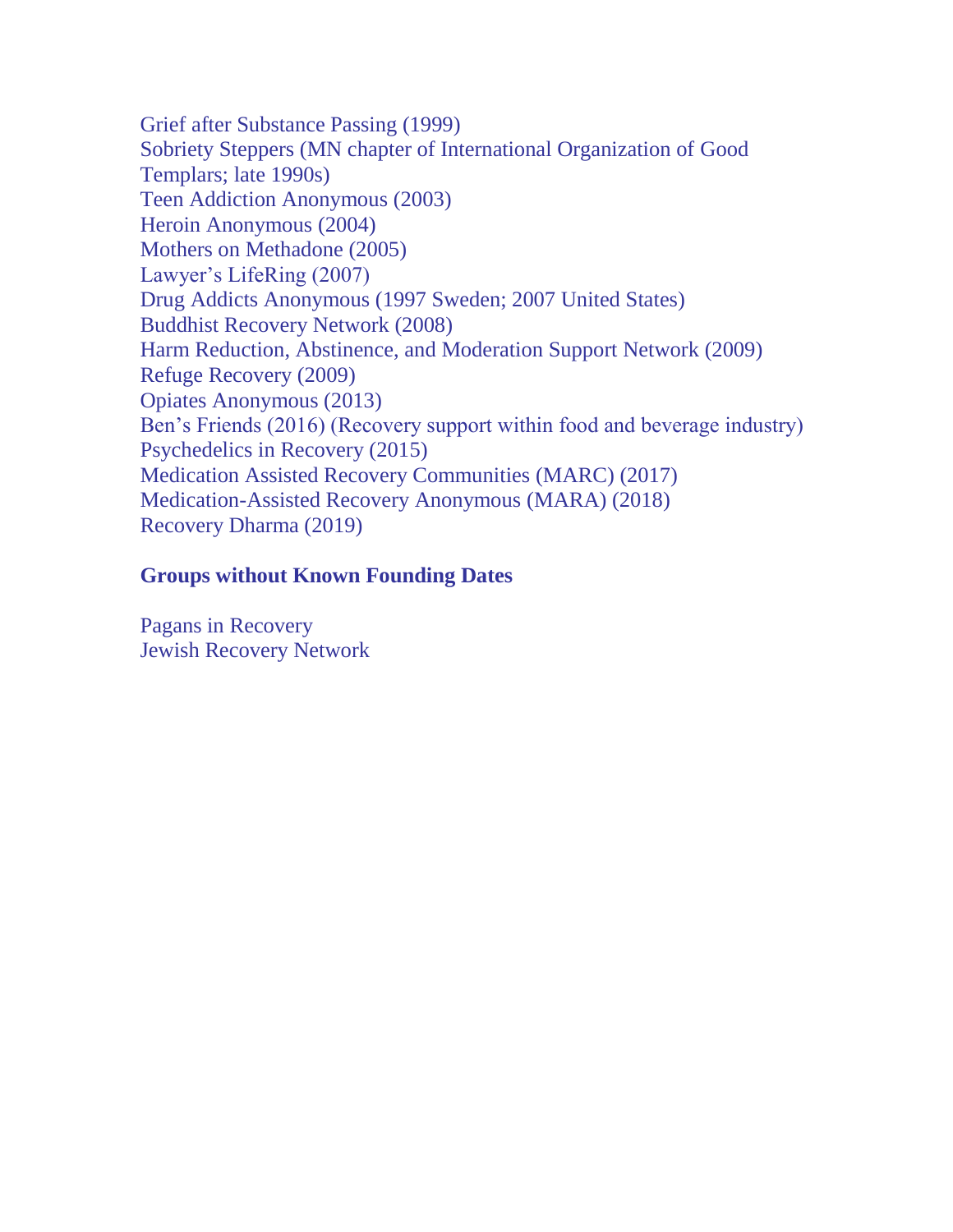Grief after Substance Passing (1999)
Sobriety Steppers (MN chapter of International Organization of Good Templars; late 1990s)
Teen Addiction Anonymous (2003)
Heroin Anonymous (2004)
Mothers on Methadone (2005)
Lawyer's LifeRing (2007)
Drug Addicts Anonymous (1997 Sweden; 2007 United States)
Buddhist Recovery Network (2008)
Harm Reduction, Abstinence, and Moderation Support Network (2009)
Refuge Recovery (2009)
Opiates Anonymous (2013)
Ben's Friends (2016) (Recovery support within food and beverage industry)
Psychedelics in Recovery (2015)
Medication Assisted Recovery Communities (MARC) (2017)
Medication-Assisted Recovery Anonymous (MARA) (2018)
Recovery Dharma (2019)

**Groups without Known Founding Dates**

Pagans in Recovery
Jewish Recovery Network